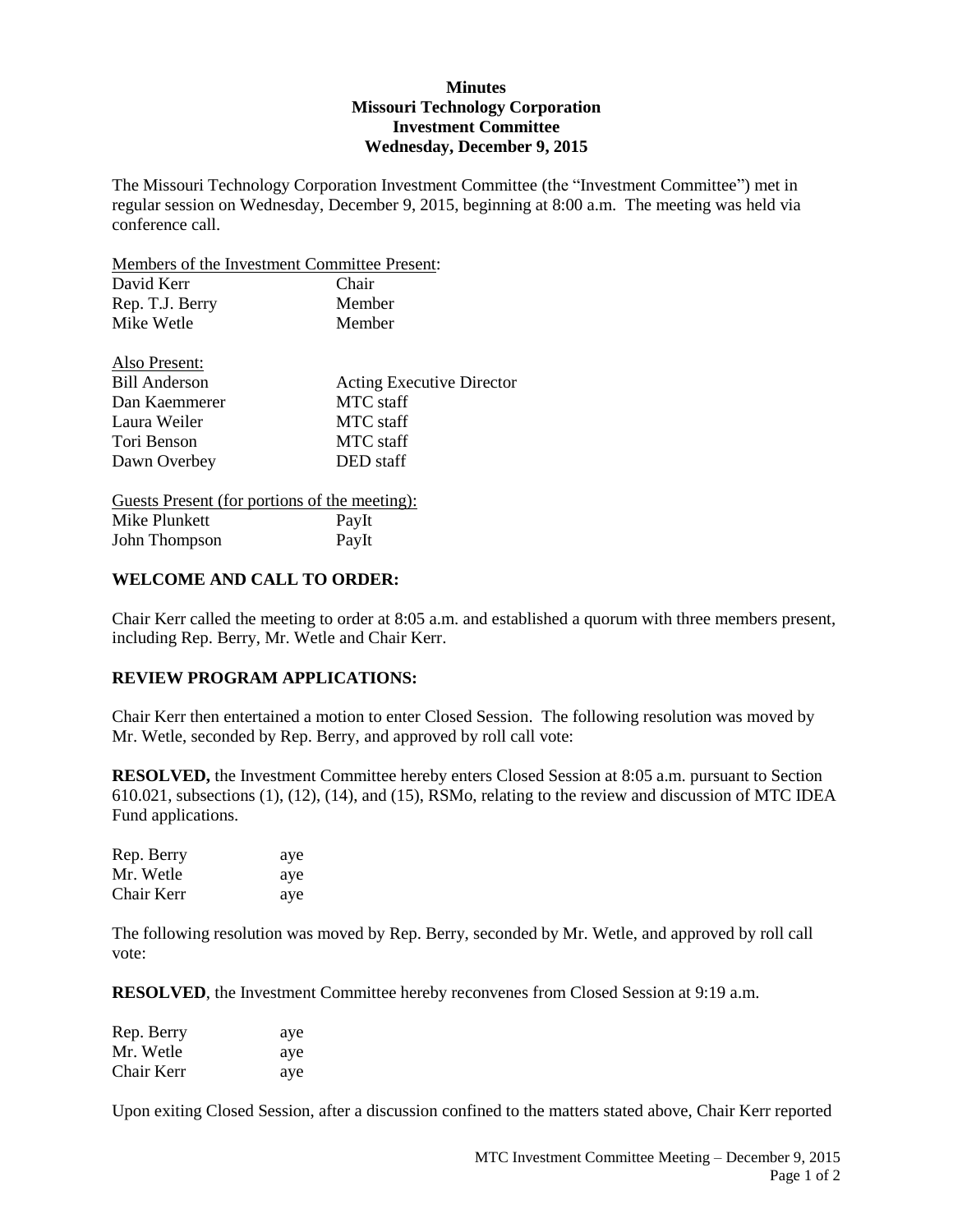**Minutes**
**Missouri Technology Corporation**
**Investment Committee**
**Wednesday, December 9, 2015**

The Missouri Technology Corporation Investment Committee (the "Investment Committee") met in regular session on Wednesday, December 9, 2015, beginning at 8:00 a.m. The meeting was held via conference call.

Members of the Investment Committee Present:

| | |
|---|---|
| David Kerr | Chair |
| Rep. T.J. Berry | Member |
| Mike Wetle | Member |

Also Present:

| | |
|---|---|
| Bill Anderson | Acting Executive Director |
| Dan Kaemmerer | MTC staff |
| Laura Weiler | MTC staff |
| Tori Benson | MTC staff |
| Dawn Overbey | DED staff |

Guests Present (for portions of the meeting):

| | |
|---|---|
| Mike Plunkett | PayIt |
| John Thompson | PayIt |

**WELCOME AND CALL TO ORDER:**

Chair Kerr called the meeting to order at 8:05 a.m. and established a quorum with three members present, including Rep. Berry, Mr. Wetle and Chair Kerr.

**REVIEW PROGRAM APPLICATIONS:**

Chair Kerr then entertained a motion to enter Closed Session. The following resolution was moved by Mr. Wetle, seconded by Rep. Berry, and approved by roll call vote:

**RESOLVED,** the Investment Committee hereby enters Closed Session at 8:05 a.m. pursuant to Section 610.021, subsections (1), (12), (14), and (15), RSMo, relating to the review and discussion of MTC IDEA Fund applications.

| | |
|---|---|
| Rep. Berry | aye |
| Mr. Wetle | aye |
| Chair Kerr | aye |

The following resolution was moved by Rep. Berry, seconded by Mr. Wetle, and approved by roll call vote:

**RESOLVED**, the Investment Committee hereby reconvenes from Closed Session at 9:19 a.m.

| | |
|---|---|
| Rep. Berry | aye |
| Mr. Wetle | aye |
| Chair Kerr | aye |

Upon exiting Closed Session, after a discussion confined to the matters stated above, Chair Kerr reported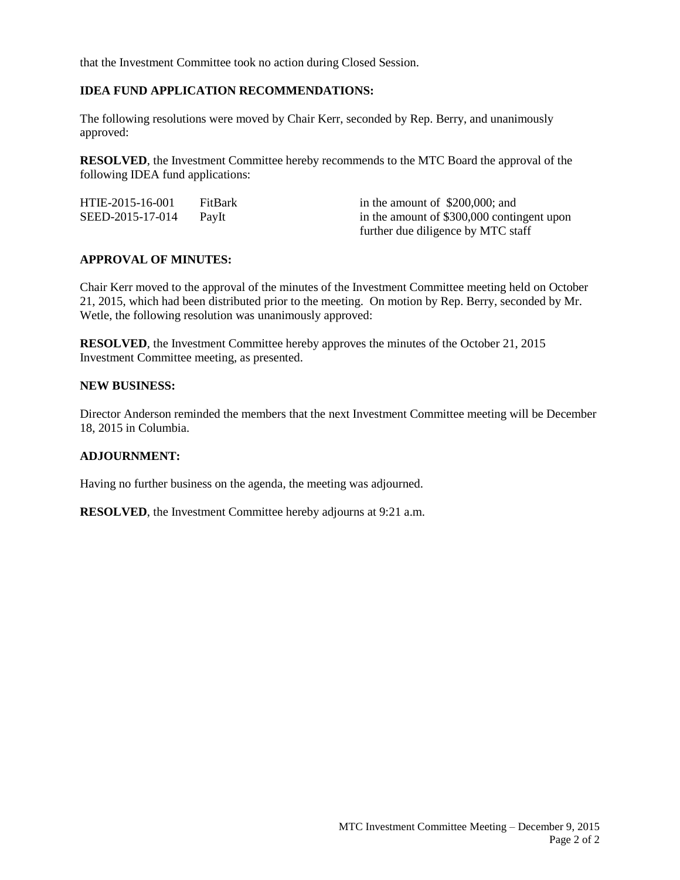that the Investment Committee took no action during Closed Session.

**IDEA FUND APPLICATION RECOMMENDATIONS:**

The following resolutions were moved by Chair Kerr, seconded by Rep. Berry, and unanimously approved:

**RESOLVED**, the Investment Committee hereby recommends to the MTC Board the approval of the following IDEA fund applications:

| | | |
|---|---|---|
| HTIE-2015-16-001 | FitBark | in the amount of $200,000; and |
| SEED-2015-17-014 | PayIt | in the amount of $300,000 contingent upon further due diligence by MTC staff |

**APPROVAL OF MINUTES:**

Chair Kerr moved to the approval of the minutes of the Investment Committee meeting held on October 21, 2015, which had been distributed prior to the meeting. On motion by Rep. Berry, seconded by Mr. Wetle, the following resolution was unanimously approved:

**RESOLVED**, the Investment Committee hereby approves the minutes of the October 21, 2015 Investment Committee meeting, as presented.

**NEW BUSINESS:**

Director Anderson reminded the members that the next Investment Committee meeting will be December 18, 2015 in Columbia.

**ADJOURNMENT:**

Having no further business on the agenda, the meeting was adjourned.

**RESOLVED**, the Investment Committee hereby adjourns at 9:21 a.m.